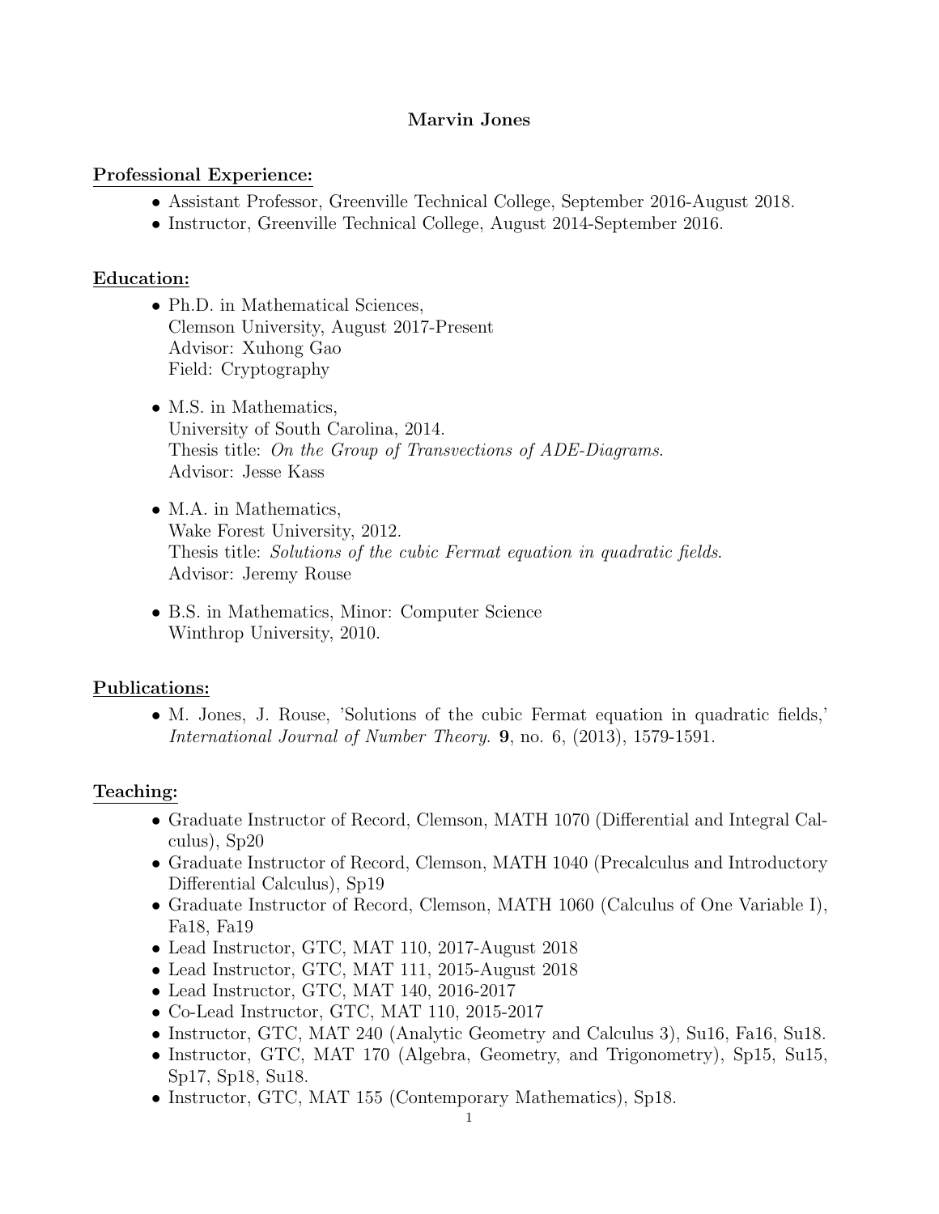# Marvin Jones

## Professional Experience:

- Assistant Professor, Greenville Technical College, September 2016-August 2018.
- Instructor, Greenville Technical College, August 2014-September 2016.

## Education:

- Ph.D. in Mathematical Sciences,
  Clemson University, August 2017-Present
  Advisor: Xuhong Gao
  Field: Cryptography

- M.S. in Mathematics,
  University of South Carolina, 2014.
  Thesis title: *On the Group of Transvections of ADE-Diagrams*.
  Advisor: Jesse Kass

- M.A. in Mathematics,
  Wake Forest University, 2012.
  Thesis title: *Solutions of the cubic Fermat equation in quadratic fields*.
  Advisor: Jeremy Rouse

- B.S. in Mathematics, Minor: Computer Science
  Winthrop University, 2010.

## Publications:

- M. Jones, J. Rouse, 'Solutions of the cubic Fermat equation in quadratic fields,' *International Journal of Number Theory*. **9**, no. 6, (2013), 1579-1591.

## Teaching:

- Graduate Instructor of Record, Clemson, MATH 1070 (Differential and Integral Calculus), Sp20
- Graduate Instructor of Record, Clemson, MATH 1040 (Precalculus and Introductory Differential Calculus), Sp19
- Graduate Instructor of Record, Clemson, MATH 1060 (Calculus of One Variable I), Fa18, Fa19
- Lead Instructor, GTC, MAT 110, 2017-August 2018
- Lead Instructor, GTC, MAT 111, 2015-August 2018
- Lead Instructor, GTC, MAT 140, 2016-2017
- Co-Lead Instructor, GTC, MAT 110, 2015-2017
- Instructor, GTC, MAT 240 (Analytic Geometry and Calculus 3), Su16, Fa16, Su18.
- Instructor, GTC, MAT 170 (Algebra, Geometry, and Trigonometry), Sp15, Su15, Sp17, Sp18, Su18.
- Instructor, GTC, MAT 155 (Contemporary Mathematics), Sp18.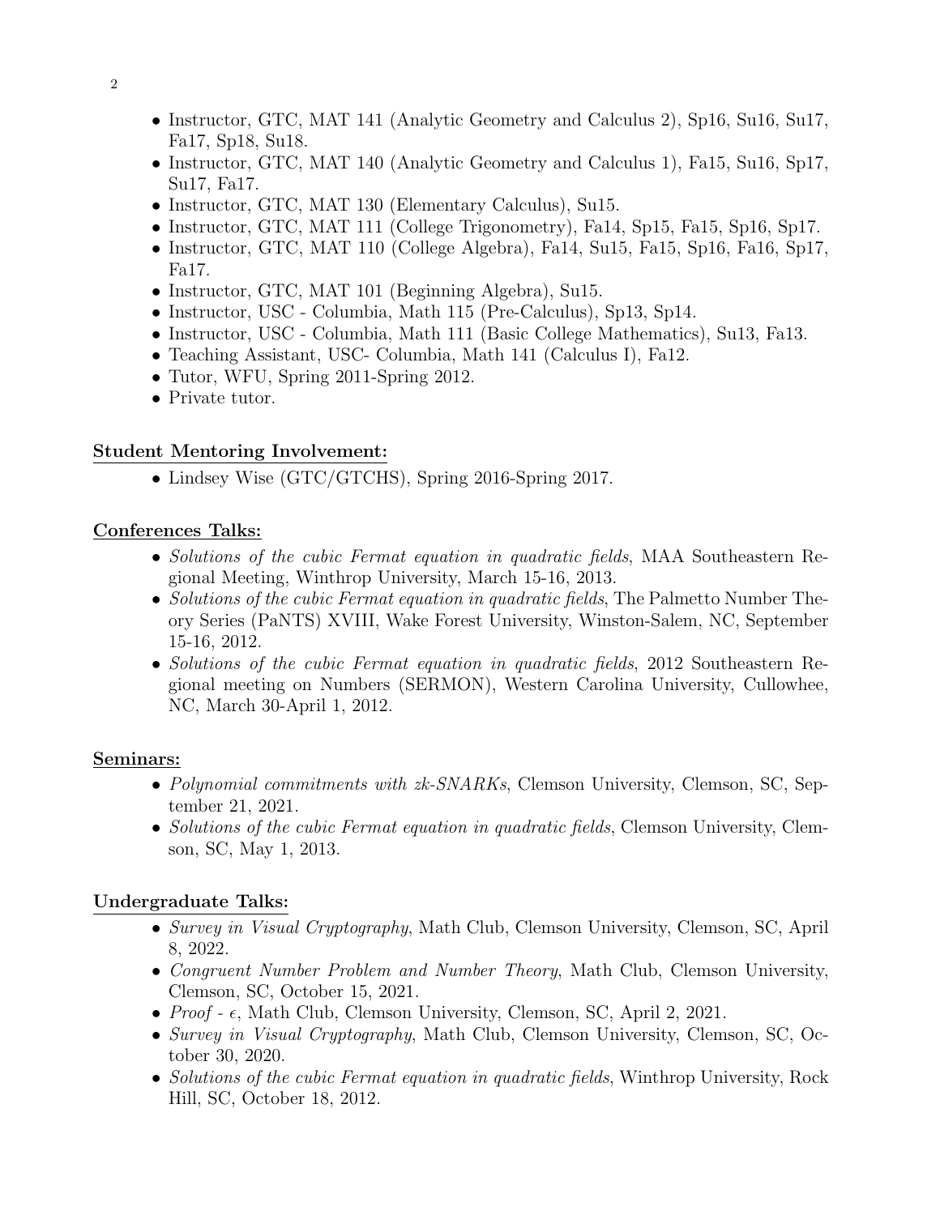- Instructor, GTC, MAT 141 (Analytic Geometry and Calculus 2), Sp16, Su16, Su17, Fa17, Sp18, Su18.
- Instructor, GTC, MAT 140 (Analytic Geometry and Calculus 1), Fa15, Su16, Sp17, Su17, Fa17.
- Instructor, GTC, MAT 130 (Elementary Calculus), Su15.
- Instructor, GTC, MAT 111 (College Trigonometry), Fa14, Sp15, Fa15, Sp16, Sp17.
- Instructor, GTC, MAT 110 (College Algebra), Fa14, Su15, Fa15, Sp16, Fa16, Sp17, Fa17.
- Instructor, GTC, MAT 101 (Beginning Algebra), Su15.
- Instructor, USC - Columbia, Math 115 (Pre-Calculus), Sp13, Sp14.
- Instructor, USC - Columbia, Math 111 (Basic College Mathematics), Su13, Fa13.
- Teaching Assistant, USC- Columbia, Math 141 (Calculus I), Fa12.
- Tutor, WFU, Spring 2011-Spring 2012.
- Private tutor.

## Student Mentoring Involvement:

- Lindsey Wise (GTC/GTCHS), Spring 2016-Spring 2017.

## Conferences Talks:

- *Solutions of the cubic Fermat equation in quadratic fields*, MAA Southeastern Regional Meeting, Winthrop University, March 15-16, 2013.
- *Solutions of the cubic Fermat equation in quadratic fields*, The Palmetto Number Theory Series (PaNTS) XVIII, Wake Forest University, Winston-Salem, NC, September 15-16, 2012.
- *Solutions of the cubic Fermat equation in quadratic fields*, 2012 Southeastern Regional meeting on Numbers (SERMON), Western Carolina University, Cullowhee, NC, March 30-April 1, 2012.

## Seminars:

- *Polynomial commitments with zk-SNARKs*, Clemson University, Clemson, SC, September 21, 2021.
- *Solutions of the cubic Fermat equation in quadratic fields*, Clemson University, Clemson, SC, May 1, 2013.

## Undergraduate Talks:

- *Survey in Visual Cryptography*, Math Club, Clemson University, Clemson, SC, April 8, 2022.
- *Congruent Number Problem and Number Theory*, Math Club, Clemson University, Clemson, SC, October 15, 2021.
- *Proof* - $\epsilon$, Math Club, Clemson University, Clemson, SC, April 2, 2021.
- *Survey in Visual Cryptography*, Math Club, Clemson University, Clemson, SC, October 30, 2020.
- *Solutions of the cubic Fermat equation in quadratic fields*, Winthrop University, Rock Hill, SC, October 18, 2012.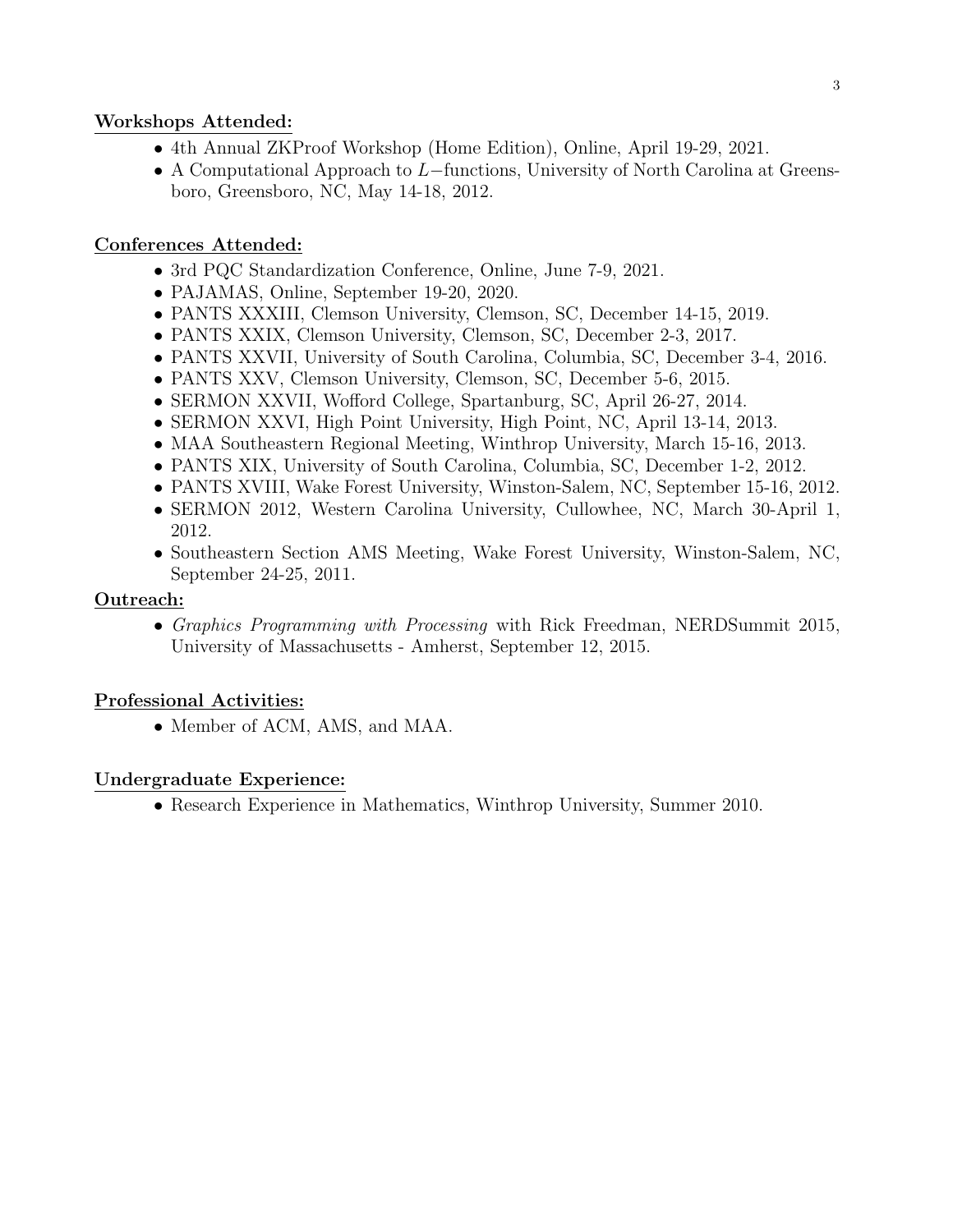**Workshops Attended:**

- 4th Annual ZKProof Workshop (Home Edition), Online, April 19-29, 2021.
- A Computational Approach to $L-$functions, University of North Carolina at Greensboro, Greensboro, NC, May 14-18, 2012.

**Conferences Attended:**

- 3rd PQC Standardization Conference, Online, June 7-9, 2021.
- PAJAMAS, Online, September 19-20, 2020.
- PANTS XXXIII, Clemson University, Clemson, SC, December 14-15, 2019.
- PANTS XXIX, Clemson University, Clemson, SC, December 2-3, 2017.
- PANTS XXVII, University of South Carolina, Columbia, SC, December 3-4, 2016.
- PANTS XXV, Clemson University, Clemson, SC, December 5-6, 2015.
- SERMON XXVII, Wofford College, Spartanburg, SC, April 26-27, 2014.
- SERMON XXVI, High Point University, High Point, NC, April 13-14, 2013.
- MAA Southeastern Regional Meeting, Winthrop University, March 15-16, 2013.
- PANTS XIX, University of South Carolina, Columbia, SC, December 1-2, 2012.
- PANTS XVIII, Wake Forest University, Winston-Salem, NC, September 15-16, 2012.
- SERMON 2012, Western Carolina University, Cullowhee, NC, March 30-April 1, 2012.
- Southeastern Section AMS Meeting, Wake Forest University, Winston-Salem, NC, September 24-25, 2011.

**Outreach:**

- *Graphics Programming with Processing* with Rick Freedman, NERDSummit 2015, University of Massachusetts - Amherst, September 12, 2015.

**Professional Activities:**

- Member of ACM, AMS, and MAA.

**Undergraduate Experience:**

- Research Experience in Mathematics, Winthrop University, Summer 2010.